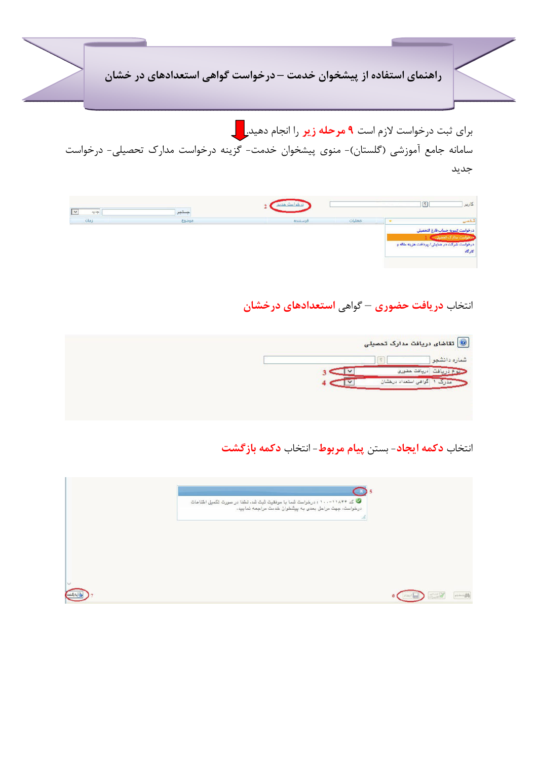# راهنمای استفاده از پیشخوان خدمت – درخواست گواهی استعدادهای در خشان

برای ثبت درخواست لازم است **۹ مرحله زیر** را انجام دهید.

سامانه جامع آموزشی (گلستان)- منوی پیشخوان خدمت- گزینه درخواست مدارک تحصیلی- درخواست جدید

انتخاب **دریافت حضوری** – گواهی **استعدادهای درخشان**

انتخاب **دکمه ایجاد**- بستن **پیام مربوط**- انتخاب **دکمه بازگشت**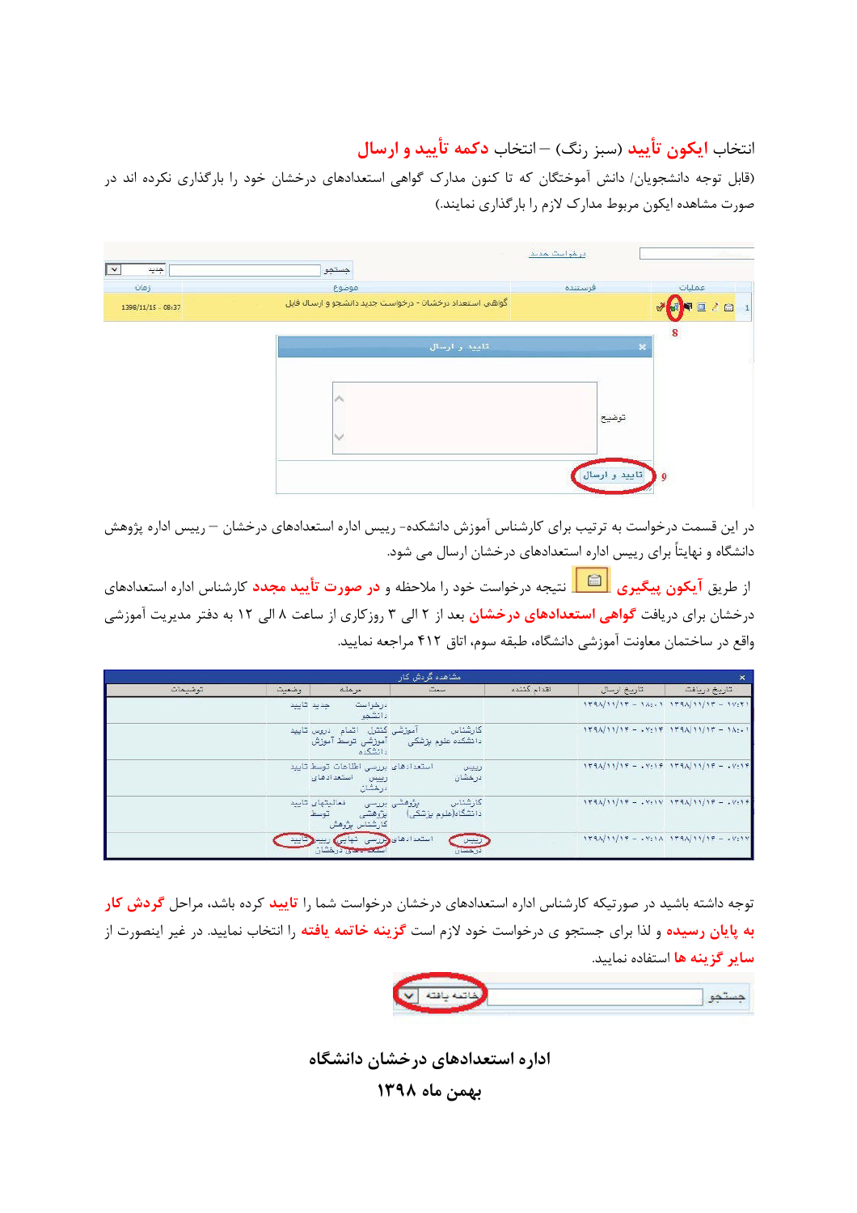انتخاب **ایکون تأیید** (سبز رنگ) – انتخاب **دکمه تأیید و ارسال**

(قابل توجه دانشجویان/ دانش آموختگان که تا کنون مدارک گواهی استعدادهای درخشان خود را بارگذاری نکرده اند در صورت مشاهده ایکون مربوط مدارک لازم را بارگذاری نمایند.)

| عملیات | فرستنده | موضوع | زمان |
|---|---|---|---|
| 1 | | گواهی استعداد درخشان - درخواست جدید دانشجو و ارسال فایل | 1398/11/15 - 08:37 |

8

تایید و ارسال

توضیح

تایید و ارسال 9

در این قسمت درخواست به ترتیب برای کارشناس آموزش دانشکده- رییس اداره استعدادهای درخشان – رییس اداره پژوهش دانشگاه و نهایتاً برای رییس اداره استعدادهای درخشان ارسال می شود.

از طریق **آیکون پیگیری** نتیجه درخواست خود را ملاحظه و **در صورت تأیید مجدد** کارشناس اداره استعدادهای درخشان برای دریافت **گواهی استعدادهای درخشان** بعد از ۲ الی ۳ روزکاری از ساعت ۸ الی ۱۲ به دفتر مدیریت آموزشی واقع در ساختمان معاونت آموزشی دانشگاه، طبقه سوم، اتاق ۴۱۲ مراجعه نمایید.

مشاهده گردش کار

| تاریخ دریافت | تاریخ ارسال | اقدام کننده | سمت | مرحله | وضعیت | توضیحات |
|---|---|---|---|---|---|---|
| ۱۳۹۸/۱۱/۱۳ - ۱۷:۲۱ | ۱۳۹۸/۱۱/۱۳ - ۱۸:۰۱ | | | درخواست دانشجو | جدید تایید | |
| ۱۳۹۸/۱۱/۱۳ - ۱۸:۰۱ | ۱۳۹۸/۱۱/۱۴ - ۰۷:۱۴ | | کارشناس آموزشی دانشکده علوم پزشکی | کنترل اتمام دروس توسط آموزش دانشکده | تایید | |
| ۱۳۹۸/۱۱/۱۴ - ۰۷:۱۴ | ۱۳۹۸/۱۱/۱۴ - ۰۷:۱۶ | | رییس استعدادهای درخشان | بررسی اطلاعات توسط رییس استعدادهای درخشان | تایید | |
| ۱۳۹۸/۱۱/۱۴ - ۰۷:۱۶ | ۱۳۹۸/۱۱/۱۴ - ۰۷:۱۷ | | کارشناس پژوهشی دانشکده(علوم پزشکی) | بررسی فعالیتهای پژوهشی توسط کارشناس پژوهش | تایید | |
| ۱۳۹۸/۱۱/۱۴ - ۰۷:۱۷ | ۱۳۹۸/۱۱/۱۴ - ۰۷:۱۸ | | رییس استعدادهای درخشان | بررسی نهایی رییس استعدادهای درخشان | تایید | |

توجه داشته باشید در صورتیکه کارشناس اداره استعدادهای درخشان درخواست شما را **تایید** کرده باشد، مراحل **گردش کار به پایان رسیده** و لذا برای جستجو ی درخواست خود لازم است **گزینه خاتمه یافته** را انتخاب نمایید. در غیر اینصورت از **سایر گزینه ها** استفاده نمایید.

جستجو | خاتمه یافته

**اداره استعدادهای درخشان دانشگاه**

**بهمن ماه ۱۳۹۸**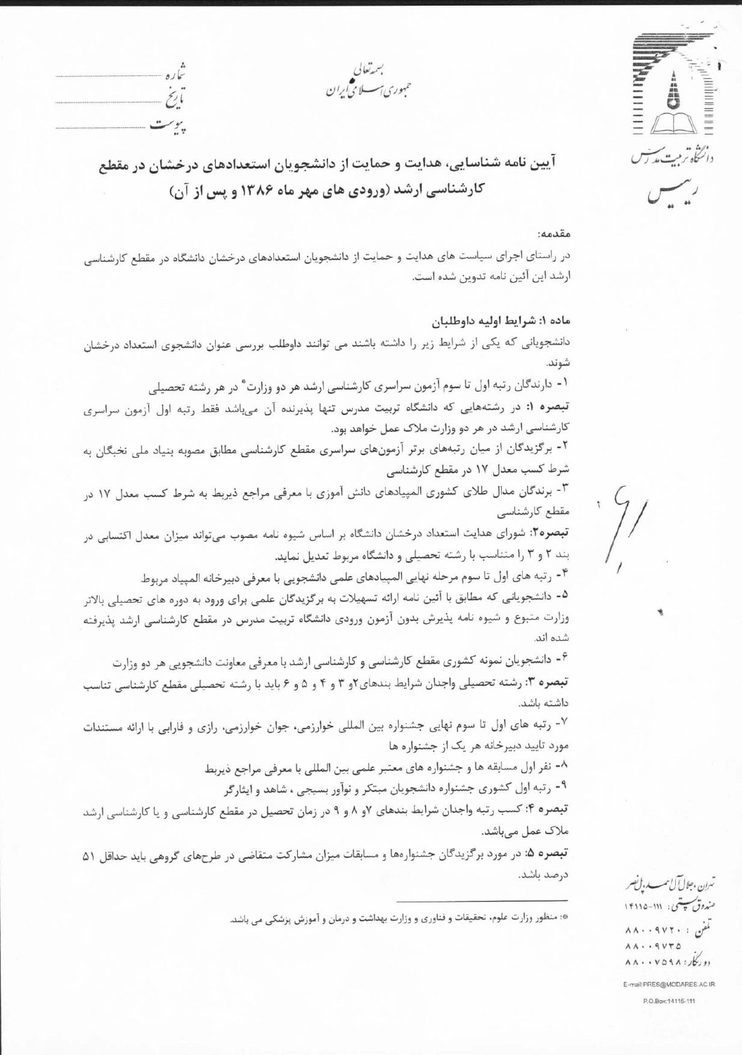بسمه تعالی
جمهوری اسلامی ایران

شماره ..........
تاریخ ..........
پیوست ..........

دانشگاه تربیت مدرس
رییس

# آیین نامه شناسایی، هدایت و حمایت از دانشجویان استعدادهای درخشان در مقطع کارشناسی ارشد (ورودی های مهر ماه ۱۳۸۶ و پس از آن)

**مقدمه:**

در راستای اجرای سیاست های هدایت و حمایت از دانشجویان استعدادهای درخشان دانشگاه در مقطع کارشناسی ارشد این آئین نامه تدوین شده است.

## ماده ۱: شرایط اولیه داوطلبان

دانشجویانی که یکی از شرایط زیر را داشته باشند می توانند داوطلب بررسی عنوان دانشجوی استعداد درخشان شوند.

۱- دارندگان رتبه اول تا سوم آزمون سراسری کارشناسی ارشد هر دو وزارت* در هر رشته تحصیلی

**تبصره ۱:** در رشته‌هایی که دانشگاه تربیت مدرس تنها پذیرنده آن می‌باشد فقط رتبه اول آزمون سراسری کارشناسی ارشد در هر دو وزارت ملاک عمل خواهد بود.

۲- برگزیدگان از میان رتبه‌های برتر آزمون‌های سراسری مقطع کارشناسی مطابق مصوبه بنیاد ملی نخبگان به شرط کسب معدل ۱۷ در مقطع کارشناسی

۳- برندگان مدال طلای کشوری المپیادهای دانش آموزی با معرفی مراجع ذیربط به شرط کسب معدل ۱۷ در مقطع کارشناسی

**تبصره۲:** شورای هدایت استعداد درخشان دانشگاه بر اساس شیوه نامه مصوب می‌تواند میزان معدل اکتسابی در بند ۲ و ۳ را متناسب با رشته تحصیلی و دانشگاه مربوط تعدیل نماید.

۴- رتبه های اول تا سوم مرحله نهایی المپیادهای علمی دانشجویی با معرفی دبیرخانه المپیاد مربوط

۵- دانشجویانی که مطابق با آئین نامه ارائه تسهیلات به برگزیدگان علمی برای ورود به دوره های تحصیلی بالاتر وزارت متبوع و شیوه نامه پذیرش بدون آزمون ورودی دانشگاه تربیت مدرس در مقطع کارشناسی ارشد پذیرفته شده اند.

۶- دانشجویان نمونه کشوری مقطع کارشناسی و کارشناسی ارشد با معرفی معاونت دانشجویی هر دو وزارت

**تبصره ۳:** رشته تحصیلی واجدان شرایط بندهای۲و ۳ و ۴ و ۵ و ۶ باید با رشته تحصیلی مقطع کارشناسی تناسب داشته باشد.

۷- رتبه های اول تا سوم نهایی جشنواره بین المللی خوارزمی، جوان خوارزمی، رازی و فارابی با ارائه مستندات مورد تایید دبیرخانه هر یک از جشنواره ها

۸- نفر اول مسابقه ها و جشنواره های معتبر علمی بین المللی با معرفی مراجع ذیربط

۹- رتبه اول کشوری جشنواره دانشجویان مبتکر و نوآور بسیجی ، شاهد و ایثارگر

**تبصره ۴:** کسب رتبه واجدان شرایط بندهای ۷و ۸ و ۹ در زمان تحصیل در مقطع کارشناسی و یا کارشناسی ارشد ملاک عمل می‌باشد.

**تبصره ۵:** در مورد برگزیدگان جشنواره‌ها و مسابقات میزان مشارکت متقاضی در طرح‌های گروهی باید حداقل ۵۱ درصد باشد.

---

*: منظور وزارت علوم، تحقیقات و فناوری و وزارت بهداشت و درمان و آموزش پزشکی می باشد.

تهران، جلال آل احمد، پل نصر
صندوق پستی: ۱۱۱-۱۴۱۱۵
تلفن: ۸۸۰۰۹۷۲۰
۸۸۰۰۹۷۳۵
دورنگار: ۸۸۰۰۷۵۹۸
E-mail:PRES@MODARES.AC.IR
P.O.Box:14115-111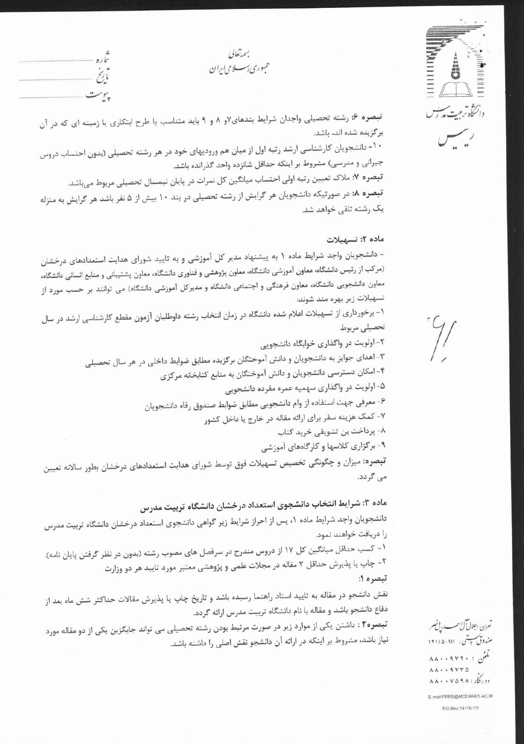**تبصره ۶:** رشته تحصیلی واجدان شرایط بندهای۷و ۸ و ۹ باید متناسب با طرح ابتکاری یا زمینه ای که در آن برگزیده شده اند، باشد.

۱۰- دانشجویان کارشناسی ارشد رتبه اول از میان هم ورودیهای خود در هر رشته تحصیلی (بدون احتساب دروس جبرانی و مدرسی) مشروط بر اینکه حداقل شانزده واحد گذرانده باشد.

**تبصره ۷:** ملاک تعیین رتبه اولی احتساب میانگین کل نمرات در پایان نیمسال تحصیلی مربوط می‌باشد.

**تبصره ۸:** در صورتیکه دانشجویان هر گرایش از رشته تحصیلی در بند ۱۰ بیش از ۵ نفر باشد هر گرایش به منزله یک رشته تلقی خواهد شد.

### ماده ۲: تسهیلات

- دانشجویان واجد شرایط ماده ۱ به پیشنهاد مدیر کل آموزشی و به تایید شورای هدایت استعدادهای درخشان (مرکب از رئیس دانشگاه، معاون آموزشی دانشگاه، معاون پژوهشی و فناوری دانشگاه، معاون پشتیبانی و منابع انسانی دانشگاه، معاون دانشجویی دانشگاه، معاون فرهنگی و اجتماعی دانشگاه و مدیرکل آموزشی دانشگاه) می توانند بر حسب مورد از تسهیلات زیر بهره مند شوند:

۱- برخورداری از تسهیلات اعلام شده دانشگاه در زمان انتخاب رشته داوطلبان آزمون مقطع کارشناسی ارشد در سال تحصیلی مربوط

۲- اولویت در واگذاری خوابگاه دانشجویی

۳- اهدای جوایز به دانشجویان و دانش آموختگان برگزیده مطابق ضوابط داخلی در هر سال تحصیلی

۴- امکان دسترسی دانشجویان و دانش آموختگان به منابع کتابخانه مرکزی

۵- اولویت در واگذاری سهمیه عمره مفرده دانشجویی

۶- معرفی جهت استفاده از وام دانشجویی مطابق ضوابط صندوق رفاه دانشجویان

۷- کمک هزینه سفر برای ارائه مقاله در خارج یا داخل کشور

۸- پرداخت بن تشویقی خرید کتاب

۹- برگزاری کلاسها و کارگاههای آموزشی

**تبصره:** میزان و چگونگی تخصیص تسهیلات فوق توسط شورای هدایت استعدادهای درخشان بطور سالانه تعیین می گردد.

### ماده ۳: شرایط انتخاب دانشجوی استعداد درخشان دانشگاه تربیت مدرس

دانشجویان واجد شرایط ماده ۱، پس از احراز شرایط زیر گواهی دانشجوی استعداد درخشان دانشگاه تربیت مدرس را دریافت خواهند نمود.

۱- کسب حداقل میانگین کل ۱۷ از دروس مندرج در سرفصل های مصوب رشته (بدون در نظر گرفتن پایان نامه).

۲- چاپ یا پذیرش حداقل ۲ مقاله در مجلات علمی و پژوهشی معتبر مورد تایید هر دو وزارت

**تبصره ۱:**

نقش دانشجو در مقاله به تایید استاد راهنما رسیده باشد و تاریخ چاپ یا پذیرش مقالات حداکثر شش ماه بعد از دفاع دانشجو باشد و مقاله با نام دانشگاه تربیت مدرس ارائه گردد.

**تبصره۲:** داشتن یکی از موارد زیر در صورت مرتبط بودن رشته تحصیلی می تواند جایگزین یکی از دو مقاله مورد نیاز باشد، مشروط بر اینکه در ارائه آن دانشجو نقش اصلی را داشته باشد.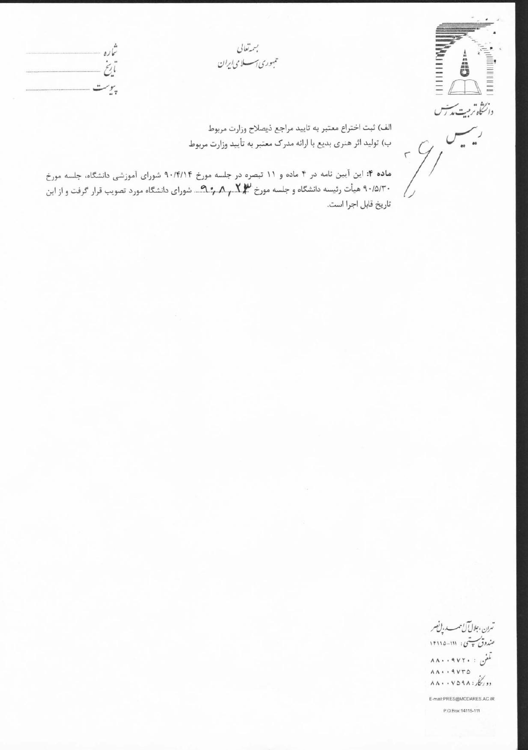بسمه‌تعالی
جمهوری اسلامی ایران

شماره ............
تاریخ ............
پیوست ............

دانشگاه تربیت مدرس

رییس

الف) ثبت اختراع معتبر به تایید مراجع ذیصلاح وزارت مربوط
ب) تولید اثر هنری بدیع با ارائه مدرک معتبر به تأیید وزارت مربوط

**ماده ۴:** این آیین نامه در ۴ ماده و ۱۱ تبصره در جلسه مورخ ۹۰/۴/۱۴ شورای آموزشی دانشگاه، جلسه مورخ ۹۰/۵/۳۰ هیأت رئیسه دانشگاه و جلسه مورخ ۹۰/۸/۲۳ شورای دانشگاه مورد تصویب قرار گرفت و از این تاریخ قابل اجرا است.

تهران، جلال آل احمد، پل نصر
صندوق پستی: ۱۱۱-۱۴۱۱۵
تلفن: ۸۸۰۰۹۷۲۰
۸۸۰۰۹۷۳۵
دورنگار: ۸۸۰۰۷۵۹۸

E-mail:PRES@MODARES.AC.IR
P.O.Box:14115-111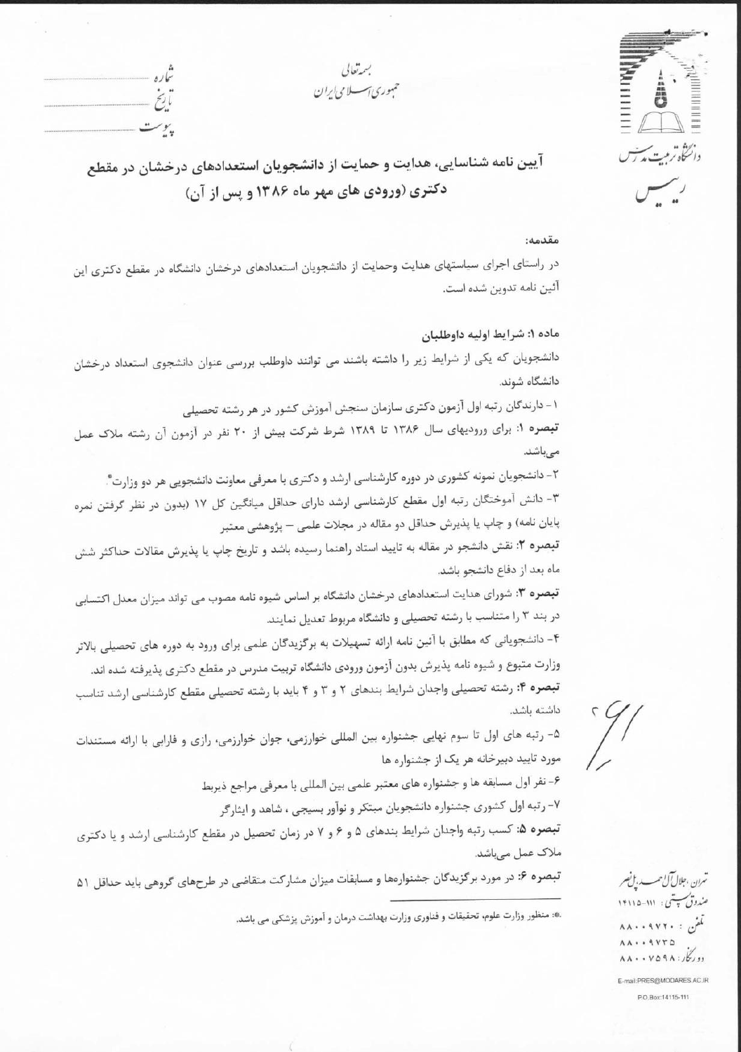بسمه تعالی
جمهوری اسلامی ایران

شماره ..........
تاریخ ..........
پیوست ..........

دانشگاه تربیت مدرس
رییس

## آیین نامه شناسایی، هدایت و حمایت از دانشجویان استعدادهای درخشان در مقطع دکتری (ورودی های مهر ماه ۱۳۸۶ و پس از آن)

**مقدمه:**

در راستای اجرای سیاستهای هدایت وحمایت از دانشجویان استعدادهای درخشان دانشگاه در مقطع دکتری این آئین نامه تدوین شده است.

**ماده ۱: شرایط اولیه داوطلبان**

دانشجویان که یکی از شرایط زیر را داشته باشند می توانند داوطلب بررسی عنوان دانشجوی استعداد درخشان دانشگاه شوند.

۱- دارندگان رتبه اول آزمون دکتری سازمان سنجش آموزش کشور در هر رشته تحصیلی

**تبصره ۱:** برای ورودیهای سال ۱۳۸۶ تا ۱۳۸۹ شرط شرکت بیش از ۲۰ نفر در آزمون آن رشته ملاک عمل می‌باشد.

۲- دانشجویان نمونه کشوری در دوره کارشناسی ارشد و دکتری با معرفی معاونت دانشجویی هر دو وزارت*

۳- دانش آموختگان رتبه اول مقطع کارشناسی ارشد دارای حداقل میانگین کل ۱۷ (بدون در نظر گرفتن نمره پایان نامه) و چاپ یا پذیرش حداقل دو مقاله در مجلات علمی – پژوهشی معتبر

**تبصره ۲:** نقش دانشجو در مقاله به تایید استاد راهنما رسیده باشد و تاریخ چاپ یا پذیرش مقالات حداکثر شش ماه بعد از دفاع دانشجو باشد.

**تبصره ۳:** شورای هدایت استعدادهای درخشان دانشگاه بر اساس شیوه نامه مصوب می تواند میزان معدل اکتسابی در بند ۳ را متناسب با رشته تحصیلی و دانشگاه مربوط تعدیل نمایند.

۴- دانشجویانی که مطابق با آیین نامه ارائه تسهیلات به برگزیدگان علمی برای ورود به دوره های تحصیلی بالاتر وزارت متبوع و شیوه نامه پذیرش بدون آزمون ورودی دانشگاه تربیت مدرس در مقطع دکتری پذیرفته شده اند.

**تبصره ۴:** رشته تحصیلی واجدان شرایط بندهای ۲ و ۳ و ۴ باید با رشته تحصیلی مقطع کارشناسی ارشد تناسب داشته باشد.

۵- رتبه های اول تا سوم نهایی جشنواره بین المللی خوارزمی، جوان خوارزمی، رازی و فارابی با ارائه مستندات مورد تایید دبیرخانه هر یک از جشنواره ها

۶- نفر اول مسابقه ها و جشنواره های معتبر علمی بین المللی با معرفی مراجع ذیربط

۷- رتبه اول کشوری جشنواره دانشجویان مبتکر و نوآور بسیجی ، شاهد و ایثارگر

**تبصره ۵:** کسب رتبه واجدان شرایط بندهای ۵ و ۶ و ۷ در زمان تحصیل در مقطع کارشناسی ارشد و یا دکتری ملاک عمل می‌باشد.

**تبصره ۶:** در مورد برگزیدگان جشنواره‌ها و مسابقات میزان مشارکت متقاضی در طرح‌های گروهی باید حداقل ۵۱

*: منظور وزارت علوم، تحقیقات و فناوری وزارت بهداشت درمان و آموزش پزشکی می باشد.

تهران، جلال آل احمد، پل نصر
صندوق پستی: ۱۱۱-۱۴۱۱۵
تلفن: ۸۸۰۰۹۷۲۰
۸۸۰۰۹۷۳۵
دورنگار: ۸۸۰۰۷۵۹۸
E-mail:PRES@MODARES.AC.IR
P.O.Box:14115-111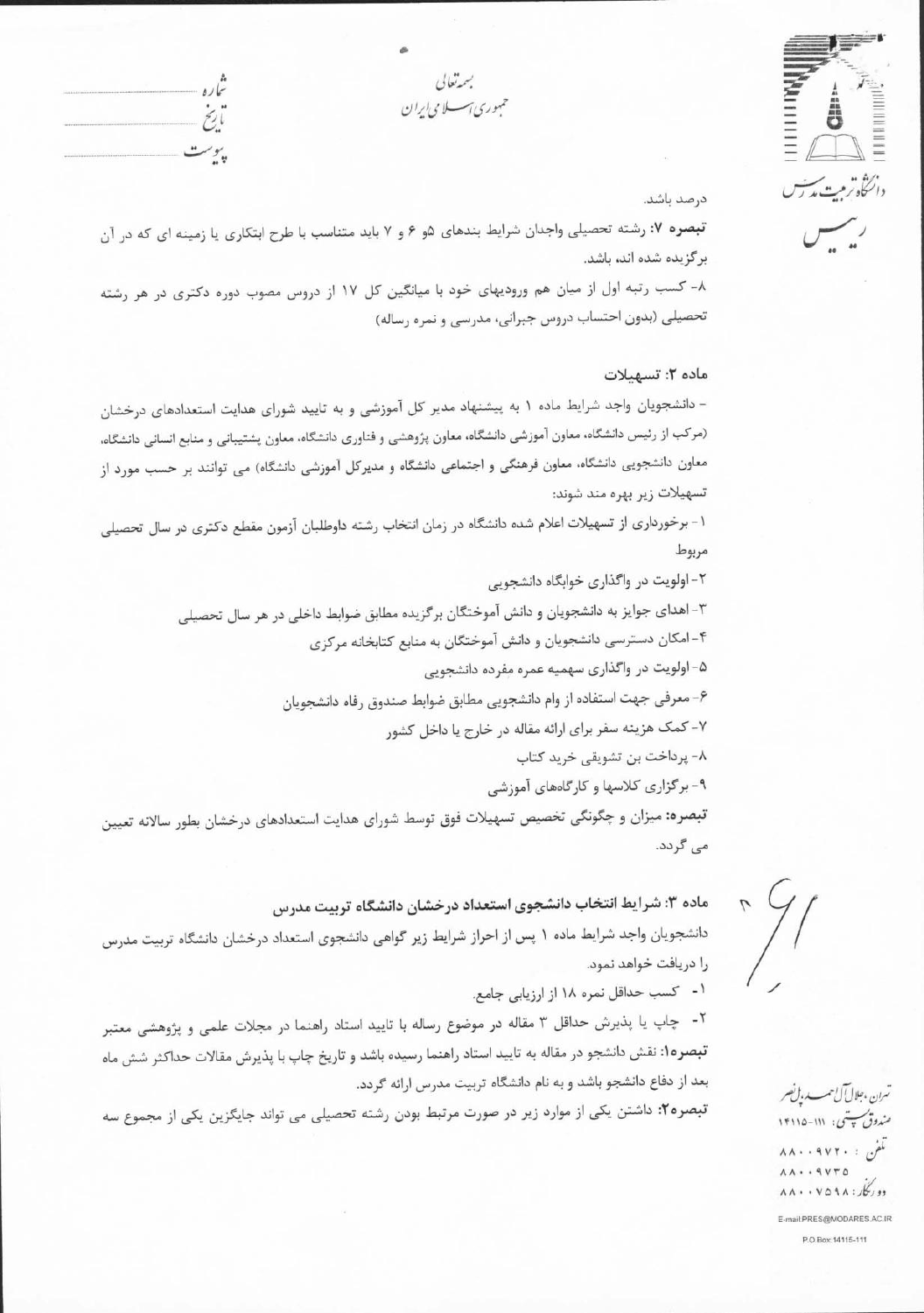بسمه تعالی

جمهوری اسلامی ایران

شماره ..........

تاریخ ..........

پیوست ..........

درصد باشد.

**تبصره ۷:** رشته تحصیلی واجدان شرایط بندهای ۵و ۶ و ۷ باید متناسب با طرح ابتکاری یا زمینه ای که در آن برگزیده شده اند، باشد.

۸- کسب رتبه اول از میان هم ورودیهای خود با میانگین کل ۱۷ از دروس مصوب دوره دکتری در هر رشته تحصیلی (بدون احتساب دروس جبرانی، مدرسی و نمره رساله)

## ماده ۲: تسهیلات

- دانشجویان واجد شرایط ماده ۱ به پیشنهاد مدیر کل آموزشی و به تایید شورای هدایت استعدادهای درخشان (مرکب از رئیس دانشگاه، معاون آموزشی دانشگاه، معاون پژوهشی و فناوری دانشگاه، معاون پشتیبانی و منابع انسانی دانشگاه، معاون دانشجویی دانشگاه، معاون فرهنگی و اجتماعی دانشگاه و مدیرکل آموزشی دانشگاه) می توانند بر حسب مورد از تسهیلات زیر بهره مند شوند:

۱- برخورداری از تسهیلات اعلام شده دانشگاه در زمان انتخاب رشته داوطلبان آزمون مقطع دکتری در سال تحصیلی مربوط

۲- اولویت در واگذاری خوابگاه دانشجویی

۳- اهدای جوایز به دانشجویان و دانش آموختگان برگزیده مطابق ضوابط داخلی در هر سال تحصیلی

۴- امکان دسترسی دانشجویان و دانش آموختگان به منابع کتابخانه مرکزی

۵- اولویت در واگذاری سهمیه عمره مفرده دانشجویی

۶- معرفی جهت استفاده از وام دانشجویی مطابق ضوابط صندوق رفاه دانشجویان

۷- کمک هزینه سفر برای ارائه مقاله در خارج یا داخل کشور

۸- پرداخت بن تشویقی خرید کتاب

۹- برگزاری کلاسها و کارگاههای آموزشی

**تبصره:** میزان و چگونگی تخصیص تسهیلات فوق توسط شورای هدایت استعدادهای درخشان بطور سالانه تعیین می گردد.

## ماده ۳: شرایط انتخاب دانشجوی استعداد درخشان دانشگاه تربیت مدرس

دانشجویان واجد شرایط ماده ۱ پس از احراز شرایط زیر گواهی دانشجوی استعداد درخشان دانشگاه تربیت مدرس را دریافت خواهد نمود.

۱- کسب حداقل نمره ۱۸ از ارزیابی جامع.

۲- چاپ یا پذیرش حداقل ۳ مقاله در موضوع رساله با تایید استاد راهنما در مجلات علمی و پژوهشی معتبر

**تبصره۱:** نقش دانشجو در مقاله به تایید استاد راهنما رسیده باشد و تاریخ چاپ یا پذیرش مقالات حداکثر شش ماه بعد از دفاع دانشجو باشد و به نام دانشگاه تربیت مدرس ارائه گردد.

**تبصره۲:** داشتن یکی از موارد زیر در صورت مرتبط بودن رشته تحصیلی می تواند جایگزین یکی از مجموع سه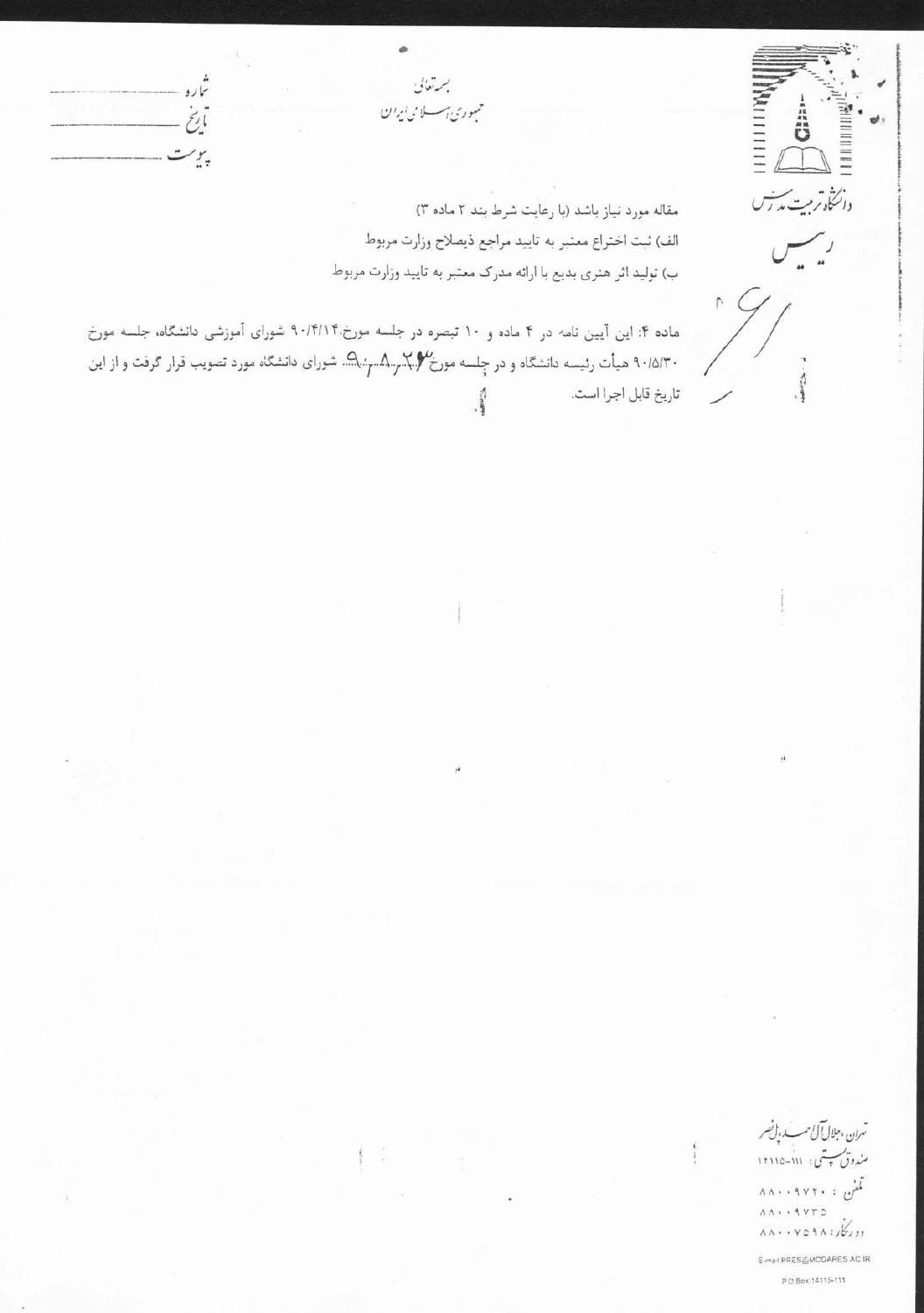بسمه‌تعالی

جمهوری اسلامی ایران

شماره ..............

تاریخ ..............

پیوست ..............

دانشگاه تربیت مدرس

رییس

مقاله مورد نیاز باشد (با رعایت شرط بند ۲ ماده ۳)

الف) ثبت اختراع معتبر به تایید مراجع ذیصلاح وزارت مربوط

ب) تولید اثر هنری بدیع با ارائه مدرک معتبر به تایید وزارت مربوط

ماده ۴: این آیین نامه در ۴ ماده و ۱۰ تبصره در جلسه مورخ ۹۰/۴/۱۴ شورای آموزشی دانشگاه، جلسه مورخ ۹۰/۵/۳۰ هیأت رئیسه دانشگاه و در جلسه مورخ ۹۰/۸/۲۳ شورای دانشگاه مورد تصویب قرار گرفت و از این تاریخ قابل اجرا است.

تهران، جلال آل احمد، پل نصر

صندوق پستی: ۱۱۱-۱۴۱۱۵

تلفن: ۸۸۰۰۹۷۲۰

۸۸۰۰۹۷۳۵

دورنگار: ۸۸۰۰۷۵۹۸

E-mail: PRES@MODARES.AC.IR

P.O.Box: 14115-111